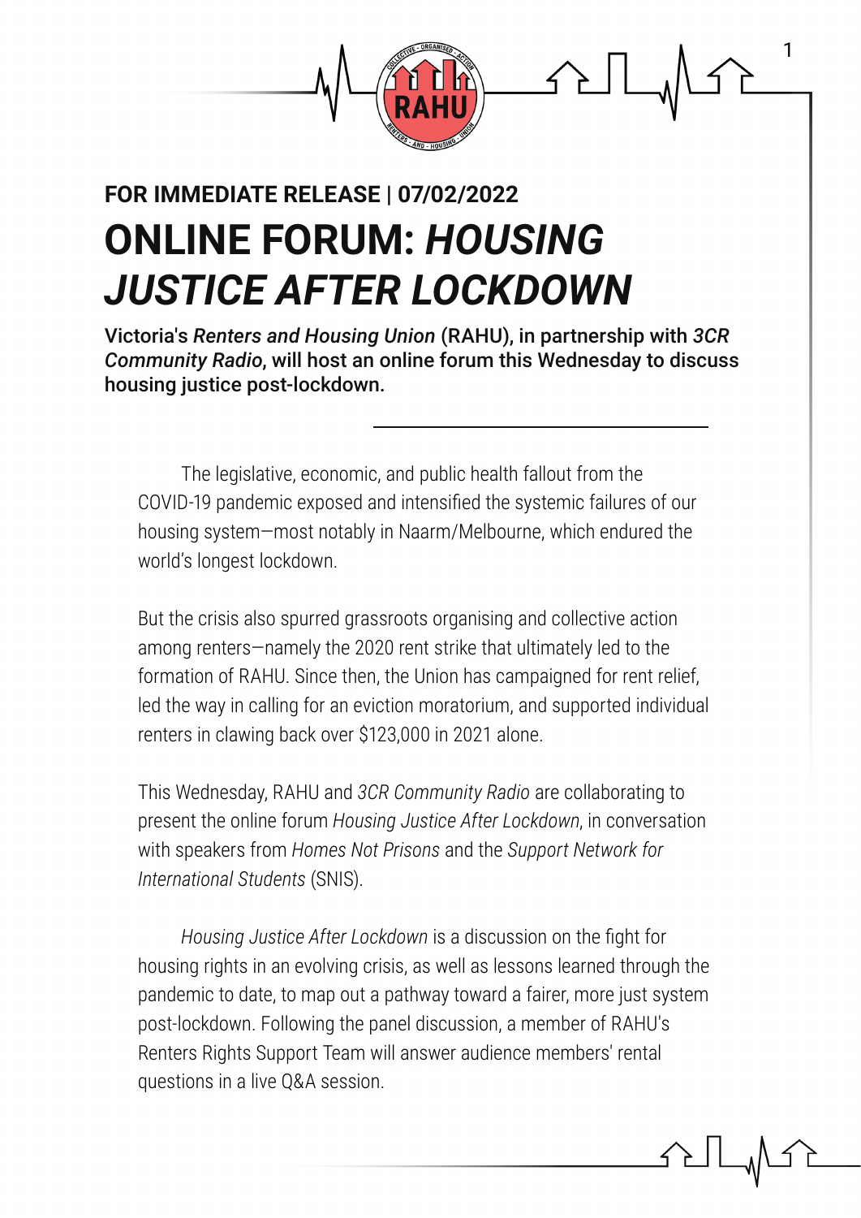**FOR IMMEDIATE RELEASE | 07/02/2022**

# ONLINE FORUM: *HOUSING JUSTICE AFTER LOCKDOWN*

**Victoria's *Renters and Housing Union* (RAHU), in partnership with *3CR Community Radio*, will host an online forum this Wednesday to discuss housing justice post-lockdown.**

The legislative, economic, and public health fallout from the COVID-19 pandemic exposed and intensified the systemic failures of our housing system—most notably in Naarm/Melbourne, which endured the world's longest lockdown.

But the crisis also spurred grassroots organising and collective action among renters—namely the 2020 rent strike that ultimately led to the formation of RAHU. Since then, the Union has campaigned for rent relief, led the way in calling for an eviction moratorium, and supported individual renters in clawing back over $123,000 in 2021 alone.

This Wednesday, RAHU and *3CR Community Radio* are collaborating to present the online forum *Housing Justice After Lockdown*, in conversation with speakers from *Homes Not Prisons* and the *Support Network for International Students* (SNIS).

*Housing Justice After Lockdown* is a discussion on the fight for housing rights in an evolving crisis, as well as lessons learned through the pandemic to date, to map out a pathway toward a fairer, more just system post-lockdown. Following the panel discussion, a member of RAHU's Renters Rights Support Team will answer audience members' rental questions in a live Q&A session.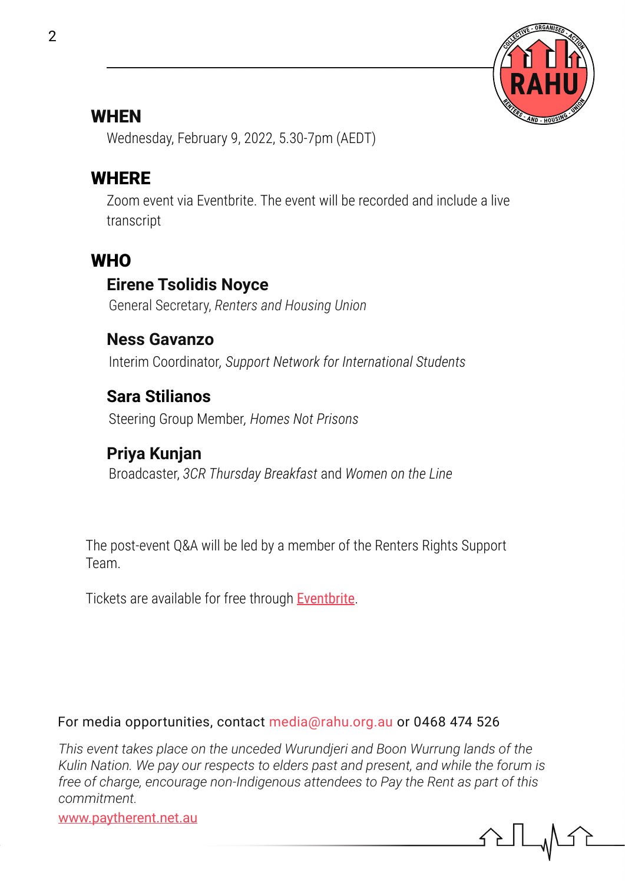## WHEN

Wednesday, February 9, 2022, 5.30-7pm (AEDT)

## WHERE

Zoom event via Eventbrite. The event will be recorded and include a live transcript

## WHO

**Eirene Tsolidis Noyce**
General Secretary, *Renters and Housing Union*

**Ness Gavanzo**
Interim Coordinator, *Support Network for International Students*

**Sara Stilianos**
Steering Group Member, *Homes Not Prisons*

**Priya Kunjan**
Broadcaster, *3CR Thursday Breakfast* and *Women on the Line*

The post-event Q&A will be led by a member of the Renters Rights Support Team.

Tickets are available for free through Eventbrite.

For media opportunities, contact media@rahu.org.au or 0468 474 526

*This event takes place on the unceded Wurundjeri and Boon Wurrung lands of the Kulin Nation. We pay our respects to elders past and present, and while the forum is free of charge, encourage non-Indigenous attendees to Pay the Rent as part of this commitment.*

www.paytherent.net.au